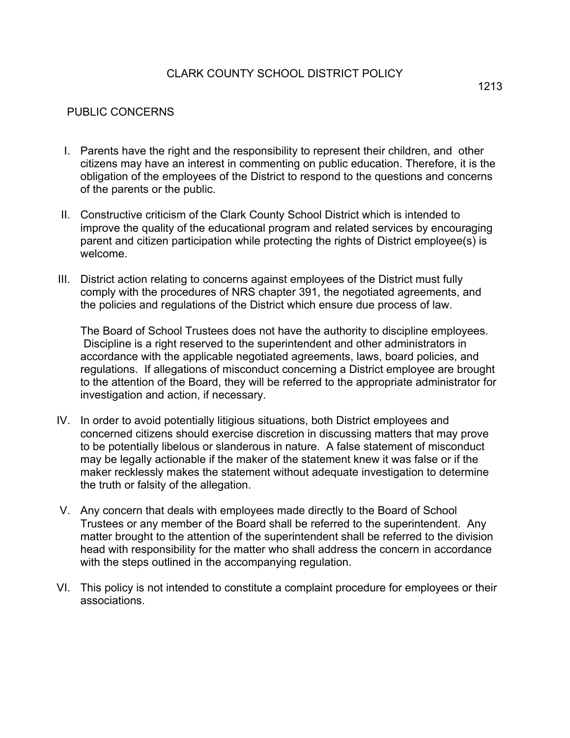# CLARK COUNTY SCHOOL DISTRICT POLICY

1213

## PUBLIC CONCERNS

I. Parents have the right and the responsibility to represent their children, and other citizens may have an interest in commenting on public education. Therefore, it is the obligation of the employees of the District to respond to the questions and concerns of the parents or the public.

II. Constructive criticism of the Clark County School District which is intended to improve the quality of the educational program and related services by encouraging parent and citizen participation while protecting the rights of District employee(s) is welcome.

III. District action relating to concerns against employees of the District must fully comply with the procedures of NRS chapter 391, the negotiated agreements, and the policies and regulations of the District which ensure due process of law.

    The Board of School Trustees does not have the authority to discipline employees. Discipline is a right reserved to the superintendent and other administrators in accordance with the applicable negotiated agreements, laws, board policies, and regulations. If allegations of misconduct concerning a District employee are brought to the attention of the Board, they will be referred to the appropriate administrator for investigation and action, if necessary.

IV. In order to avoid potentially litigious situations, both District employees and concerned citizens should exercise discretion in discussing matters that may prove to be potentially libelous or slanderous in nature. A false statement of misconduct may be legally actionable if the maker of the statement knew it was false or if the maker recklessly makes the statement without adequate investigation to determine the truth or falsity of the allegation.

V. Any concern that deals with employees made directly to the Board of School Trustees or any member of the Board shall be referred to the superintendent. Any matter brought to the attention of the superintendent shall be referred to the division head with responsibility for the matter who shall address the concern in accordance with the steps outlined in the accompanying regulation.

VI. This policy is not intended to constitute a complaint procedure for employees or their associations.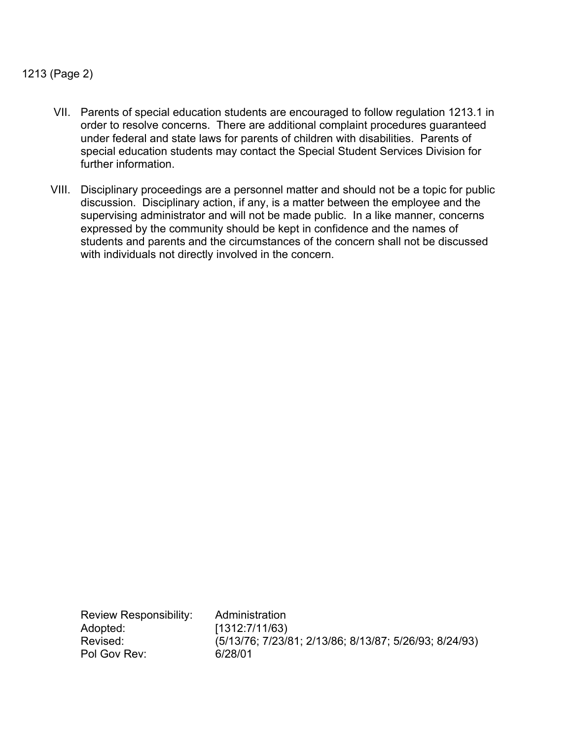VII. Parents of special education students are encouraged to follow regulation 1213.1 in order to resolve concerns. There are additional complaint procedures guaranteed under federal and state laws for parents of children with disabilities. Parents of special education students may contact the Special Student Services Division for further information.

VIII. Disciplinary proceedings are a personnel matter and should not be a topic for public discussion. Disciplinary action, if any, is a matter between the employee and the supervising administrator and will not be made public. In a like manner, concerns expressed by the community should be kept in confidence and the names of students and parents and the circumstances of the concern shall not be discussed with individuals not directly involved in the concern.

| | |
|---|---|
| Review Responsibility: | Administration |
| Adopted: | [1312:7/11/63) |
| Revised: | (5/13/76; 7/23/81; 2/13/86; 8/13/87; 5/26/93; 8/24/93) |
| Pol Gov Rev: | 6/28/01 |